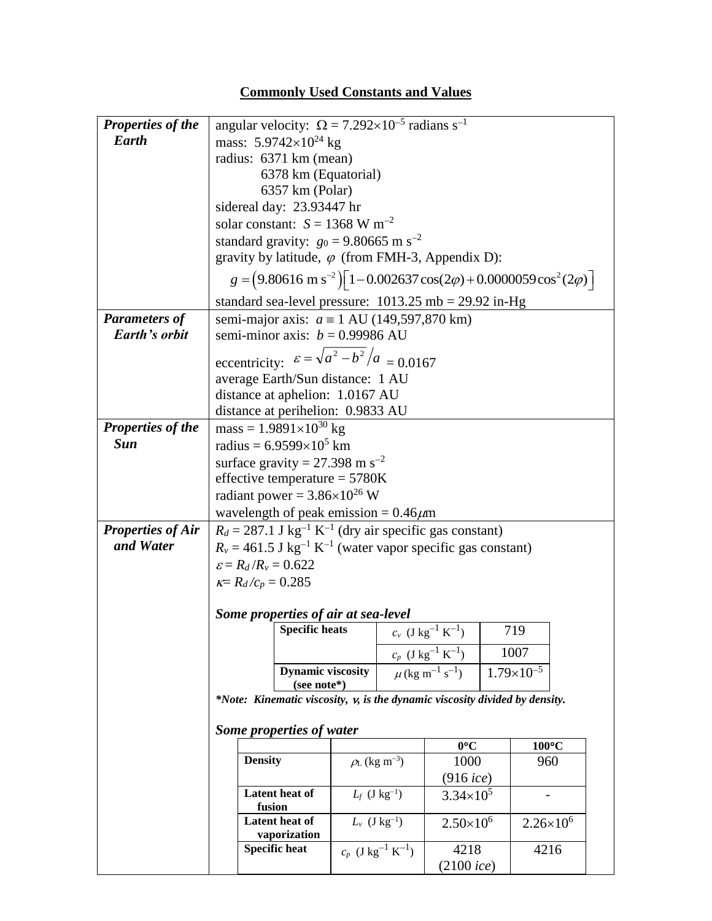# Commonly Used Constants and Values

| | |
|---|---|
| ***Properties of the Earth*** | angular velocity: $\Omega = 7.292\times10^{-5}$ radians $s^{-1}$<br>mass: $5.9742\times10^{24}$ kg<br>radius: 6371 km (mean)<br>6378 km (Equatorial)<br>6357 km (Polar)<br>sidereal day: 23.93447 hr<br>solar constant: $S = 1368$ W $m^{-2}$<br>standard gravity: $g_0 = 9.80665$ m $s^{-2}$<br>gravity by latitude, $\varphi$ (from FMH-3, Appendix D):<br>$g = \left(9.80616 \text{ m s}^{-2}\right)\left[1 - 0.002637\cos(2\varphi) + 0.0000059\cos^2(2\varphi)\right]$<br>standard sea-level pressure: 1013.25 mb = 29.92 in-Hg |
| ***Parameters of Earth's orbit*** | semi-major axis: $a \equiv 1$ AU (149,597,870 km)<br>semi-minor axis: $b = 0.99986$ AU<br>eccentricity: $\varepsilon = \sqrt{a^2 - b^2}/a = 0.0167$<br>average Earth/Sun distance: 1 AU<br>distance at aphelion: 1.0167 AU<br>distance at perihelion: 0.9833 AU |
| ***Properties of the Sun*** | mass = $1.9891\times10^{30}$ kg<br>radius = $6.9599\times10^{5}$ km<br>surface gravity = 27.398 m $s^{-2}$<br>effective temperature = 5780K<br>radiant power = $3.86\times10^{26}$ W<br>wavelength of peak emission = 0.46$\mu$m |
| ***Properties of Air and Water*** | $R_d = 287.1$ J $kg^{-1}$ $K^{-1}$ (dry air specific gas constant)<br>$R_v = 461.5$ J $kg^{-1}$ $K^{-1}$ (water vapor specific gas constant)<br>$\varepsilon = R_d/R_v = 0.622$<br>$\kappa = R_d/c_p = 0.285$ |

***Some properties of air at sea-level***

| | | |
|---|---|---|
| **Specific heats** | $c_v$ (J $kg^{-1}$ $K^{-1}$) | 719 |
| | $c_p$ (J $kg^{-1}$ $K^{-1}$) | 1007 |
| **Dynamic viscosity (see note*)** | $\mu$ (kg $m^{-1}$ $s^{-1}$) | $1.79\times10^{-5}$ |

***Note: Kinematic viscosity, $\nu$, is the dynamic viscosity divided by density.***

***Some properties of water***

| | | **0°C** | **100°C** |
|---|---|---|---|
| **Density** | $\rho_L$ (kg $m^{-3}$) | 1000 (916 *ice*) | 960 |
| **Latent heat of fusion** | $L_f$ (J $kg^{-1}$) | $3.34\times10^{5}$ | - |
| **Latent heat of vaporization** | $L_v$ (J $kg^{-1}$) | $2.50\times10^{6}$ | $2.26\times10^{6}$ |
| **Specific heat** | $c_p$ (J $kg^{-1}$ $K^{-1}$) | 4218 (2100 *ice*) | 4216 |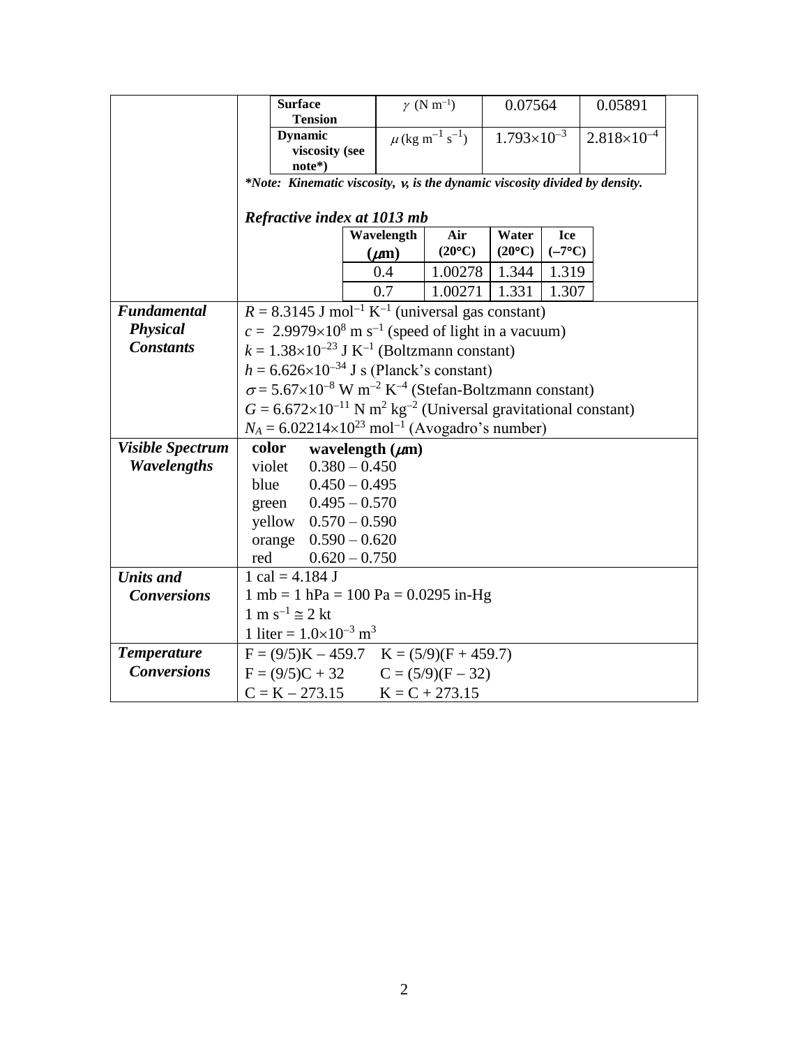| | | | |
|---|---|---|---|
| **Surface Tension** | $\gamma$ (N m$^{-1}$) | 0.07564 | 0.05891 |
| **Dynamic viscosity (see note*)** | $\mu$ (kg m$^{-1}$ s$^{-1}$) | $1.793\times10^{-3}$ | $2.818\times10^{-4}$ |

****Note: Kinematic viscosity, $\nu$, is the dynamic viscosity divided by density.***

***Refractive index at 1013 mb***

| Wavelength ($\mu$m) | Air (20°C) | Water (20°C) | Ice (–7°C) |
|---|---|---|---|
| 0.4 | 1.00278 | 1.344 | 1.319 |
| 0.7 | 1.00271 | 1.331 | 1.307 |

***Fundamental Physical Constants***

$R = 8.3145$ J mol$^{-1}$ K$^{-1}$ (universal gas constant)
$c = 2.9979\times10^{8}$ m s$^{-1}$ (speed of light in a vacuum)
$k = 1.38\times10^{-23}$ J K$^{-1}$ (Boltzmann constant)
$h = 6.626\times10^{-34}$ J s (Planck's constant)
$\sigma = 5.67\times10^{-8}$ W m$^{-2}$ K$^{-4}$ (Stefan-Boltzmann constant)
$G = 6.672\times10^{-11}$ N m$^{2}$ kg$^{-2}$ (Universal gravitational constant)
$N_A = 6.02214\times10^{23}$ mol$^{-1}$ (Avogadro's number)

***Visible Spectrum Wavelengths***

| color | wavelength ($\mu$m) |
|---|---|
| violet | 0.380 – 0.450 |
| blue | 0.450 – 0.495 |
| green | 0.495 – 0.570 |
| yellow | 0.570 – 0.590 |
| orange | 0.590 – 0.620 |
| red | 0.620 – 0.750 |

***Units and Conversions***

1 cal = 4.184 J
1 mb = 1 hPa = 100 Pa = 0.0295 in-Hg
1 m s$^{-1}$ ≅ 2 kt
1 liter = $1.0\times10^{-3}$ m$^{3}$

***Temperature Conversions***

F = (9/5)K – 459.7    K = (5/9)(F + 459.7)
F = (9/5)C + 32    C = (5/9)(F – 32)
C = K – 273.15    K = C + 273.15